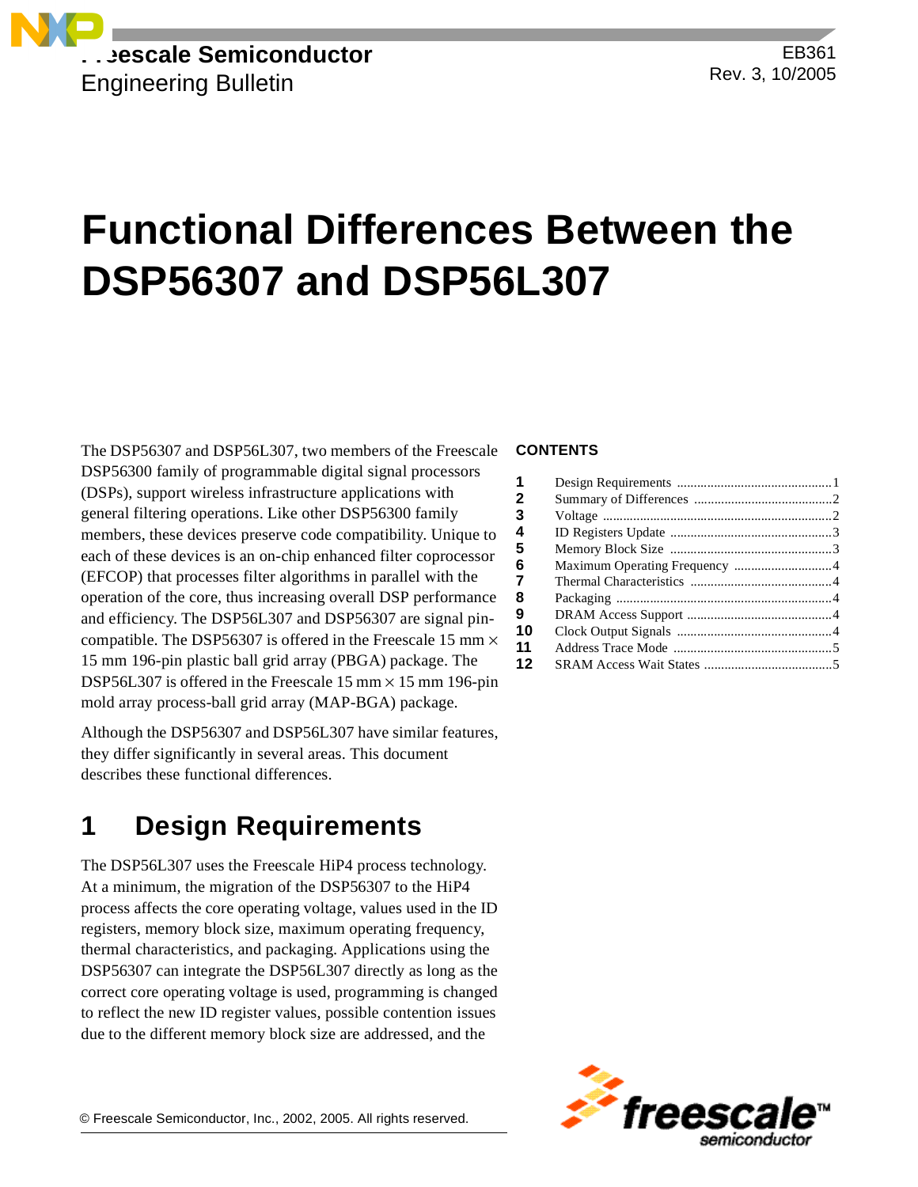Freescale Semiconductor
Engineering Bulletin

EB361
Rev. 3, 10/2005

# Functional Differences Between the DSP56307 and DSP56L307

The DSP56307 and DSP56L307, two members of the Freescale DSP56300 family of programmable digital signal processors (DSPs), support wireless infrastructure applications with general filtering operations. Like other DSP56300 family members, these devices preserve code compatibility. Unique to each of these devices is an on-chip enhanced filter coprocessor (EFCOP) that processes filter algorithms in parallel with the operation of the core, thus increasing overall DSP performance and efficiency. The DSP56L307 and DSP56307 are signal pin-compatible. The DSP56307 is offered in the Freescale 15 mm × 15 mm 196-pin plastic ball grid array (PBGA) package. The DSP56L307 is offered in the Freescale 15 mm × 15 mm 196-pin mold array process-ball grid array (MAP-BGA) package.

Although the DSP56307 and DSP56L307 have similar features, they differ significantly in several areas. This document describes these functional differences.

**CONTENTS**

| | | |
|---|---|---|
| 1 | Design Requirements | 1 |
| 2 | Summary of Differences | 2 |
| 3 | Voltage | 2 |
| 4 | ID Registers Update | 3 |
| 5 | Memory Block Size | 3 |
| 6 | Maximum Operating Frequency | 4 |
| 7 | Thermal Characteristics | 4 |
| 8 | Packaging | 4 |
| 9 | DRAM Access Support | 4 |
| 10 | Clock Output Signals | 4 |
| 11 | Address Trace Mode | 5 |
| 12 | SRAM Access Wait States | 5 |

## 1 Design Requirements

The DSP56L307 uses the Freescale HiP4 process technology. At a minimum, the migration of the DSP56307 to the HiP4 process affects the core operating voltage, values used in the ID registers, memory block size, maximum operating frequency, thermal characteristics, and packaging. Applications using the DSP56307 can integrate the DSP56L307 directly as long as the correct core operating voltage is used, programming is changed to reflect the new ID register values, possible contention issues due to the different memory block size are addressed, and the

© Freescale Semiconductor, Inc., 2002, 2005. All rights reserved.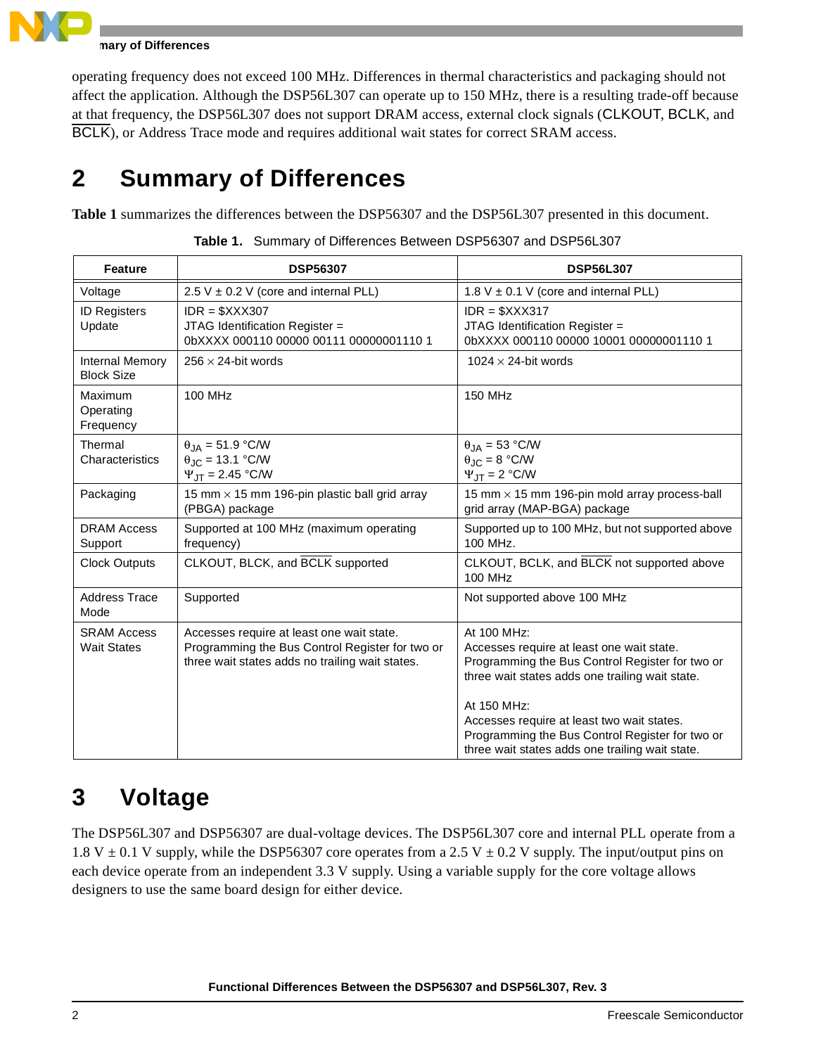operating frequency does not exceed 100 MHz. Differences in thermal characteristics and packaging should not affect the application. Although the DSP56L307 can operate up to 150 MHz, there is a resulting trade-off because at that frequency, the DSP56L307 does not support DRAM access, external clock signals (CLKOUT, BCLK, and $\overline{\text{BCLK}}$), or Address Trace mode and requires additional wait states for correct SRAM access.

# 2 Summary of Differences

**Table 1** summarizes the differences between the DSP56307 and the DSP56L307 presented in this document.

**Table 1.** Summary of Differences Between DSP56307 and DSP56L307

| Feature | DSP56307 | DSP56L307 |
|---|---|---|
| Voltage | 2.5 V ± 0.2 V (core and internal PLL) | 1.8 V ± 0.1 V (core and internal PLL) |
| ID Registers Update | IDR = $XXX307<br>JTAG Identification Register = 0bXXXX 000110 00000 00111 00000001110 1 | IDR = $XXX317<br>JTAG Identification Register = 0bXXXX 000110 00000 10001 00000001110 1 |
| Internal Memory Block Size | 256 × 24-bit words | 1024 × 24-bit words |
| Maximum Operating Frequency | 100 MHz | 150 MHz |
| Thermal Characteristics | $\theta_{JA}$ = 51.9 °C/W<br>$\theta_{JC}$ = 13.1 °C/W<br>$\Psi_{JT}$ = 2.45 °C/W | $\theta_{JA}$ = 53 °C/W<br>$\theta_{JC}$ = 8 °C/W<br>$\Psi_{JT}$ = 2 °C/W |
| Packaging | 15 mm × 15 mm 196-pin plastic ball grid array (PBGA) package | 15 mm × 15 mm 196-pin mold array process-ball grid array (MAP-BGA) package |
| DRAM Access Support | Supported at 100 MHz (maximum operating frequency) | Supported up to 100 MHz, but not supported above 100 MHz. |
| Clock Outputs | CLKOUT, BLCK, and $\overline{\text{BCLK}}$ supported | CLKOUT, BCLK, and $\overline{\text{BLCK}}$ not supported above 100 MHz |
| Address Trace Mode | Supported | Not supported above 100 MHz |
| SRAM Access Wait States | Accesses require at least one wait state. Programming the Bus Control Register for two or three wait states adds no trailing wait states. | At 100 MHz:<br>Accesses require at least one wait state. Programming the Bus Control Register for two or three wait states adds one trailing wait state.<br><br>At 150 MHz:<br>Accesses require at least two wait states. Programming the Bus Control Register for two or three wait states adds one trailing wait state. |

# 3 Voltage

The DSP56L307 and DSP56307 are dual-voltage devices. The DSP56L307 core and internal PLL operate from a 1.8 V ± 0.1 V supply, while the DSP56307 core operates from a 2.5 V ± 0.2 V supply. The input/output pins on each device operate from an independent 3.3 V supply. Using a variable supply for the core voltage allows designers to use the same board design for either device.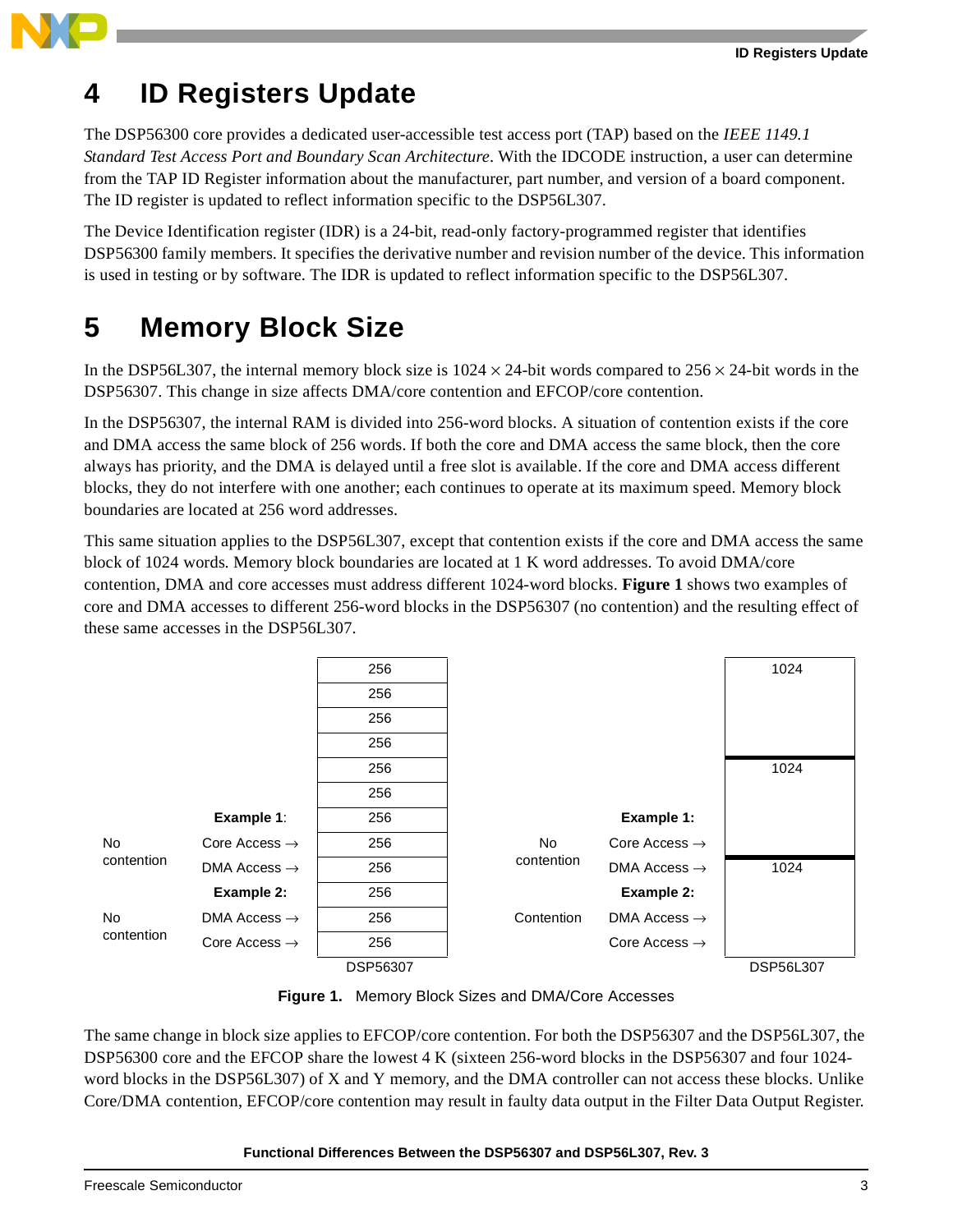# 4 ID Registers Update

The DSP56300 core provides a dedicated user-accessible test access port (TAP) based on the *IEEE 1149.1 Standard Test Access Port and Boundary Scan Architecture*. With the IDCODE instruction, a user can determine from the TAP ID Register information about the manufacturer, part number, and version of a board component. The ID register is updated to reflect information specific to the DSP56L307.

The Device Identification register (IDR) is a 24-bit, read-only factory-programmed register that identifies DSP56300 family members. It specifies the derivative number and revision number of the device. This information is used in testing or by software. The IDR is updated to reflect information specific to the DSP56L307.

# 5 Memory Block Size

In the DSP56L307, the internal memory block size is $1024 \times 24$-bit words compared to $256 \times 24$-bit words in the DSP56307. This change in size affects DMA/core contention and EFCOP/core contention.

In the DSP56307, the internal RAM is divided into 256-word blocks. A situation of contention exists if the core and DMA access the same block of 256 words. If both the core and DMA access the same block, then the core always has priority, and the DMA is delayed until a free slot is available. If the core and DMA access different blocks, they do not interfere with one another; each continues to operate at its maximum speed. Memory block boundaries are located at 256 word addresses.

This same situation applies to the DSP56L307, except that contention exists if the core and DMA access the same block of 1024 words. Memory block boundaries are located at 1 K word addresses. To avoid DMA/core contention, DMA and core accesses must address different 1024-word blocks. **Figure 1** shows two examples of core and DMA accesses to different 256-word blocks in the DSP56307 (no contention) and the resulting effect of these same accesses in the DSP56L307.

| | | DSP56307 | | | DSP56L307 |
|---|---|---|---|---|---|
| | | 256 | | | 1024 |
| | | 256 | | | |
| | | 256 | | | |
| | | 256 | | | |
| | | 256 | | | 1024 |
| | | 256 | | | |
| | **Example 1**: | 256 | | **Example 1:** | |
| No contention | Core Access → | 256 | No contention | Core Access → | |
| | DMA Access → | 256 | | DMA Access → | 1024 |
| | **Example 2:** | 256 | | **Example 2:** | |
| No contention | DMA Access → | 256 | Contention | DMA Access → | |
| | Core Access → | 256 | | Core Access → | |

**Figure 1.** Memory Block Sizes and DMA/Core Accesses

The same change in block size applies to EFCOP/core contention. For both the DSP56307 and the DSP56L307, the DSP56300 core and the EFCOP share the lowest 4 K (sixteen 256-word blocks in the DSP56307 and four 1024-word blocks in the DSP56L307) of X and Y memory, and the DMA controller can not access these blocks. Unlike Core/DMA contention, EFCOP/core contention may result in faulty data output in the Filter Data Output Register.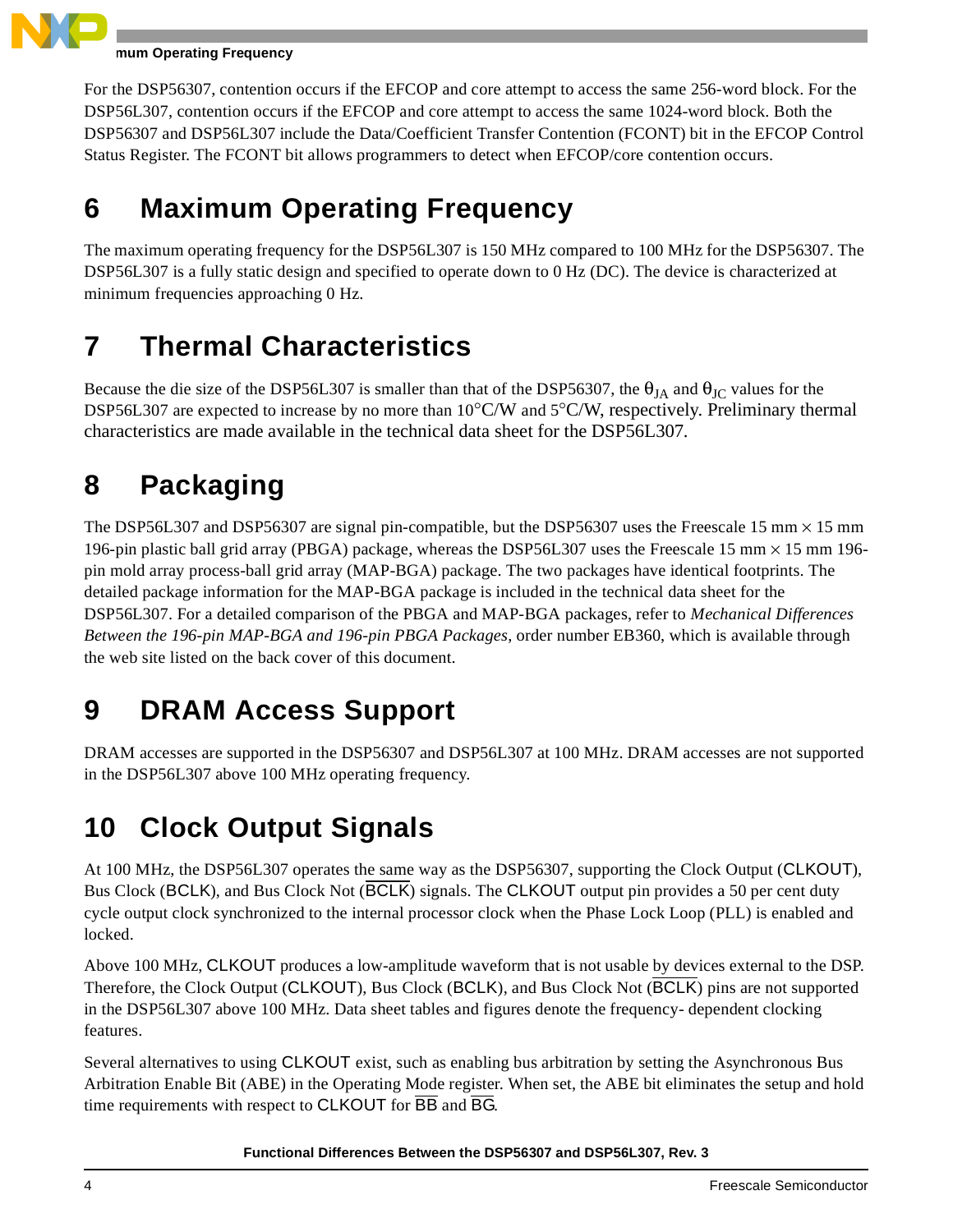For the DSP56307, contention occurs if the EFCOP and core attempt to access the same 256-word block. For the DSP56L307, contention occurs if the EFCOP and core attempt to access the same 1024-word block. Both the DSP56307 and DSP56L307 include the Data/Coefficient Transfer Contention (FCONT) bit in the EFCOP Control Status Register. The FCONT bit allows programmers to detect when EFCOP/core contention occurs.

# 6 Maximum Operating Frequency

The maximum operating frequency for the DSP56L307 is 150 MHz compared to 100 MHz for the DSP56307. The DSP56L307 is a fully static design and specified to operate down to 0 Hz (DC). The device is characterized at minimum frequencies approaching 0 Hz.

# 7 Thermal Characteristics

Because the die size of the DSP56L307 is smaller than that of the DSP56307, the $\theta_{JA}$ and $\theta_{JC}$ values for the DSP56L307 are expected to increase by no more than 10°C/W and 5°C/W, respectively. Preliminary thermal characteristics are made available in the technical data sheet for the DSP56L307.

# 8 Packaging

The DSP56L307 and DSP56307 are signal pin-compatible, but the DSP56307 uses the Freescale 15 mm × 15 mm 196-pin plastic ball grid array (PBGA) package, whereas the DSP56L307 uses the Freescale 15 mm × 15 mm 196-pin mold array process-ball grid array (MAP-BGA) package. The two packages have identical footprints. The detailed package information for the MAP-BGA package is included in the technical data sheet for the DSP56L307. For a detailed comparison of the PBGA and MAP-BGA packages, refer to *Mechanical Differences Between the 196-pin MAP-BGA and 196-pin PBGA Packages*, order number EB360, which is available through the web site listed on the back cover of this document.

# 9 DRAM Access Support

DRAM accesses are supported in the DSP56307 and DSP56L307 at 100 MHz. DRAM accesses are not supported in the DSP56L307 above 100 MHz operating frequency.

# 10 Clock Output Signals

At 100 MHz, the DSP56L307 operates the same way as the DSP56307, supporting the Clock Output (CLKOUT), Bus Clock (BCLK), and Bus Clock Not ($\overline{\text{BCLK}}$) signals. The CLKOUT output pin provides a 50 per cent duty cycle output clock synchronized to the internal processor clock when the Phase Lock Loop (PLL) is enabled and locked.

Above 100 MHz, CLKOUT produces a low-amplitude waveform that is not usable by devices external to the DSP. Therefore, the Clock Output (CLKOUT), Bus Clock (BCLK), and Bus Clock Not ($\overline{\text{BCLK}}$) pins are not supported in the DSP56L307 above 100 MHz. Data sheet tables and figures denote the frequency- dependent clocking features.

Several alternatives to using CLKOUT exist, such as enabling bus arbitration by setting the Asynchronous Bus Arbitration Enable Bit (ABE) in the Operating Mode register. When set, the ABE bit eliminates the setup and hold time requirements with respect to CLKOUT for $\overline{\text{BB}}$ and $\overline{\text{BG}}$.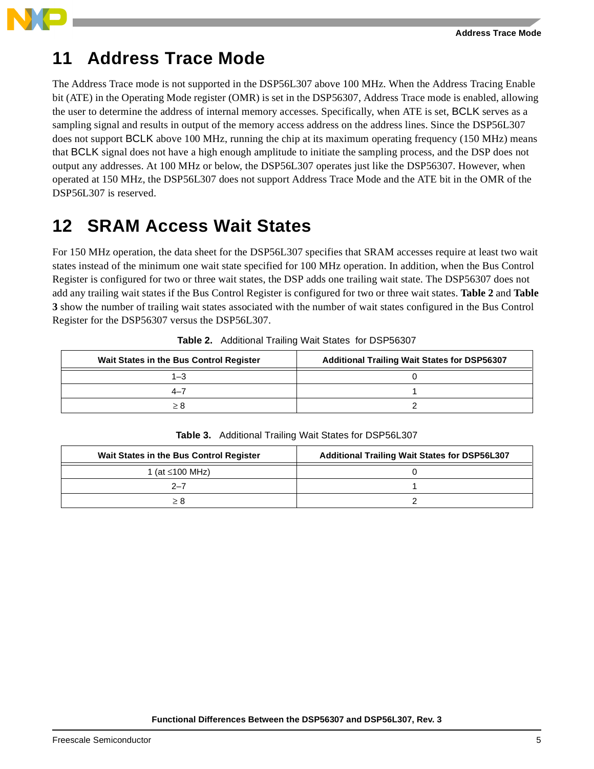# 11 Address Trace Mode

The Address Trace mode is not supported in the DSP56L307 above 100 MHz. When the Address Tracing Enable bit (ATE) in the Operating Mode register (OMR) is set in the DSP56307, Address Trace mode is enabled, allowing the user to determine the address of internal memory accesses. Specifically, when ATE is set, BCLK serves as a sampling signal and results in output of the memory access address on the address lines. Since the DSP56L307 does not support BCLK above 100 MHz, running the chip at its maximum operating frequency (150 MHz) means that BCLK signal does not have a high enough amplitude to initiate the sampling process, and the DSP does not output any addresses. At 100 MHz or below, the DSP56L307 operates just like the DSP56307. However, when operated at 150 MHz, the DSP56L307 does not support Address Trace Mode and the ATE bit in the OMR of the DSP56L307 is reserved.

# 12 SRAM Access Wait States

For 150 MHz operation, the data sheet for the DSP56L307 specifies that SRAM accesses require at least two wait states instead of the minimum one wait state specified for 100 MHz operation. In addition, when the Bus Control Register is configured for two or three wait states, the DSP adds one trailing wait state. The DSP56307 does not add any trailing wait states if the Bus Control Register is configured for two or three wait states. **Table 2** and **Table 3** show the number of trailing wait states associated with the number of wait states configured in the Bus Control Register for the DSP56307 versus the DSP56L307.

**Table 2.** Additional Trailing Wait States for DSP56307

| Wait States in the Bus Control Register | Additional Trailing Wait States for DSP56307 |
|---|---|
| 1–3 | 0 |
| 4–7 | 1 |
| ≥ 8 | 2 |

**Table 3.** Additional Trailing Wait States for DSP56L307

| Wait States in the Bus Control Register | Additional Trailing Wait States for DSP56L307 |
|---|---|
| 1 (at ≤100 MHz) | 0 |
| 2–7 | 1 |
| ≥ 8 | 2 |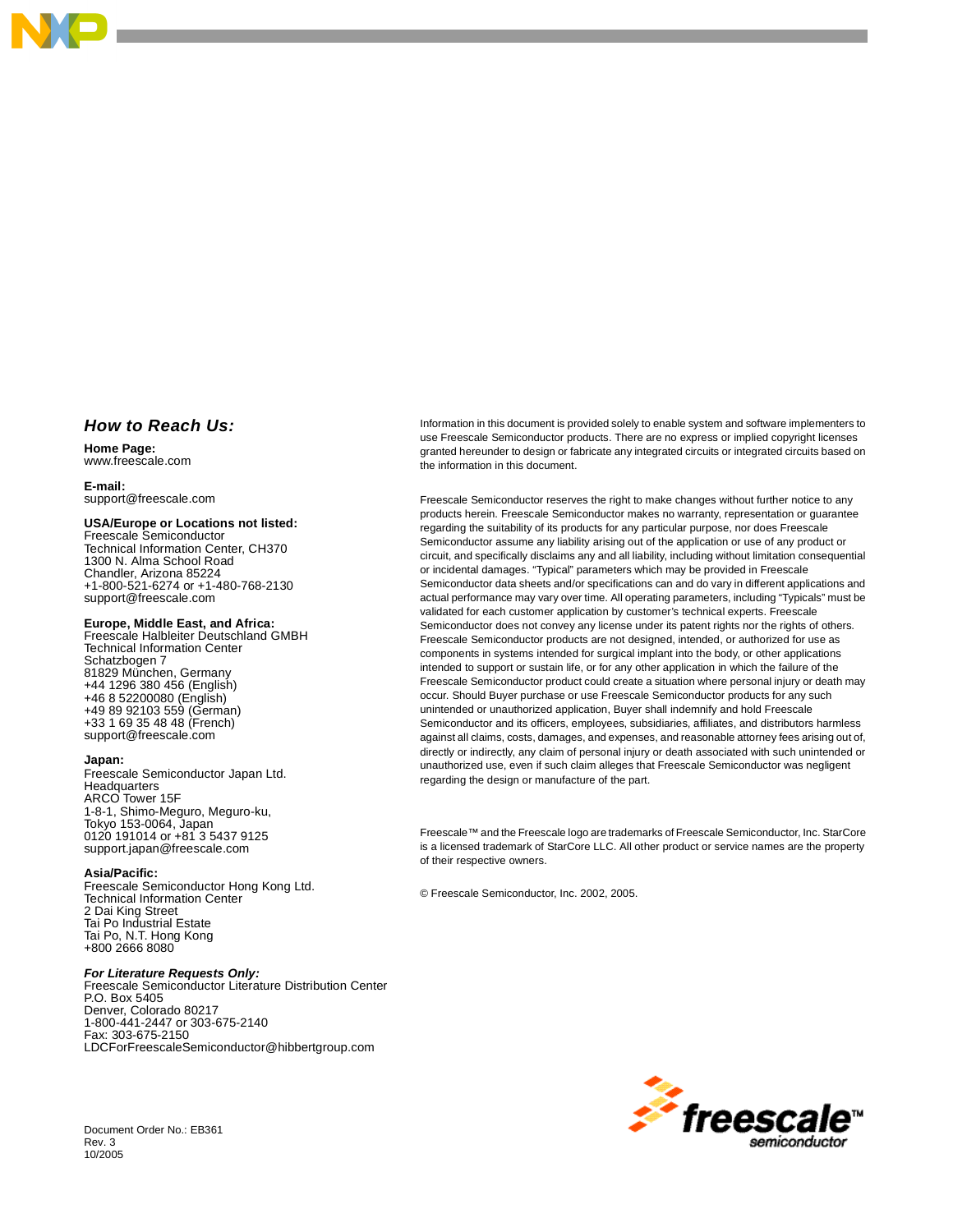## *How to Reach Us:*

**Home Page:**
www.freescale.com

**E-mail:**
support@freescale.com

**USA/Europe or Locations not listed:**
Freescale Semiconductor
Technical Information Center, CH370
1300 N. Alma School Road
Chandler, Arizona 85224
+1-800-521-6274 or +1-480-768-2130
support@freescale.com

**Europe, Middle East, and Africa:**
Freescale Halbleiter Deutschland GMBH
Technical Information Center
Schatzbogen 7
81829 München, Germany
+44 1296 380 456 (English)
+46 8 52200080 (English)
+49 89 92103 559 (German)
+33 1 69 35 48 48 (French)
support@freescale.com

**Japan:**
Freescale Semiconductor Japan Ltd.
Headquarters
ARCO Tower 15F
1-8-1, Shimo-Meguro, Meguro-ku,
Tokyo 153-0064, Japan
0120 191014 or +81 3 5437 9125
support.japan@freescale.com

**Asia/Pacific:**
Freescale Semiconductor Hong Kong Ltd.
Technical Information Center
2 Dai King Street
Tai Po Industrial Estate
Tai Po, N.T. Hong Kong
+800 2666 8080

***For Literature Requests Only:***
Freescale Semiconductor Literature Distribution Center
P.O. Box 5405
Denver, Colorado 80217
1-800-441-2447 or 303-675-2140
Fax: 303-675-2150
LDCForFreescaleSemiconductor@hibbertgroup.com

Information in this document is provided solely to enable system and software implementers to use Freescale Semiconductor products. There are no express or implied copyright licenses granted hereunder to design or fabricate any integrated circuits or integrated circuits based on the information in this document.

Freescale Semiconductor reserves the right to make changes without further notice to any products herein. Freescale Semiconductor makes no warranty, representation or guarantee regarding the suitability of its products for any particular purpose, nor does Freescale Semiconductor assume any liability arising out of the application or use of any product or circuit, and specifically disclaims any and all liability, including without limitation consequential or incidental damages. “Typical” parameters which may be provided in Freescale Semiconductor data sheets and/or specifications can and do vary in different applications and actual performance may vary over time. All operating parameters, including “Typicals” must be validated for each customer application by customer’s technical experts. Freescale Semiconductor does not convey any license under its patent rights nor the rights of others. Freescale Semiconductor products are not designed, intended, or authorized for use as components in systems intended for surgical implant into the body, or other applications intended to support or sustain life, or for any other application in which the failure of the Freescale Semiconductor product could create a situation where personal injury or death may occur. Should Buyer purchase or use Freescale Semiconductor products for any such unintended or unauthorized application, Buyer shall indemnify and hold Freescale Semiconductor and its officers, employees, subsidiaries, affiliates, and distributors harmless against all claims, costs, damages, and expenses, and reasonable attorney fees arising out of, directly or indirectly, any claim of personal injury or death associated with such unintended or unauthorized use, even if such claim alleges that Freescale Semiconductor was negligent regarding the design or manufacture of the part.

Freescale™ and the Freescale logo are trademarks of Freescale Semiconductor, Inc. StarCore is a licensed trademark of StarCore LLC. All other product or service names are the property of their respective owners.

© Freescale Semiconductor, Inc. 2002, 2005.

Document Order No.: EB361
Rev. 3
10/2005